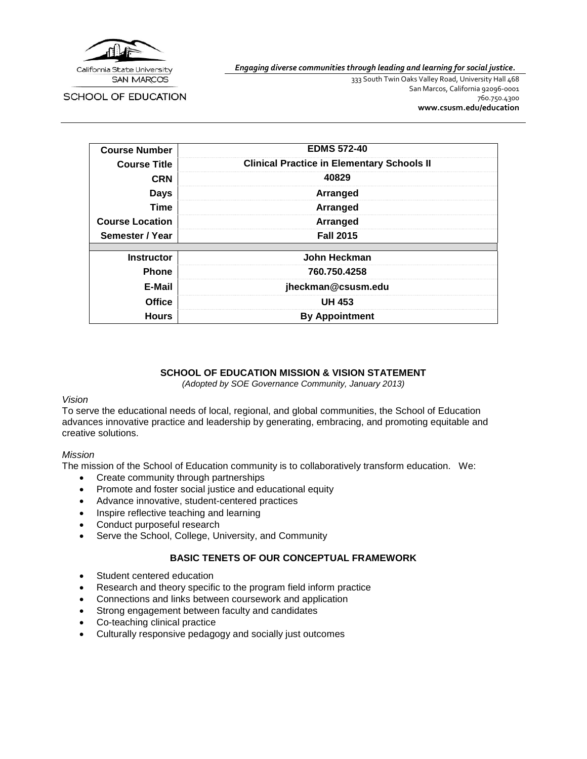California State University
SAN MARCOS

SCHOOL OF EDUCATION

***Engaging diverse communities through leading and learning for social justice.***

333 South Twin Oaks Valley Road, University Hall 468
San Marcos, California 92096-0001
760.750.4300
**www.csusm.edu/education**

| | |
|---|---|
| **Course Number** | **EDMS 572-40** |
| **Course Title** | **Clinical Practice in Elementary Schools II** |
| **CRN** | **40829** |
| **Days** | **Arranged** |
| **Time** | **Arranged** |
| **Course Location** | **Arranged** |
| **Semester / Year** | **Fall 2015** |
| | |
| **Instructor** | **John Heckman** |
| **Phone** | **760.750.4258** |
| **E-Mail** | **jheckman@csusm.edu** |
| **Office** | **UH 453** |
| **Hours** | **By Appointment** |

## SCHOOL OF EDUCATION MISSION & VISION STATEMENT

*(Adopted by SOE Governance Community, January 2013)*

*Vision*

To serve the educational needs of local, regional, and global communities, the School of Education advances innovative practice and leadership by generating, embracing, and promoting equitable and creative solutions.

*Mission*

The mission of the School of Education community is to collaboratively transform education. We:

- Create community through partnerships
- Promote and foster social justice and educational equity
- Advance innovative, student-centered practices
- Inspire reflective teaching and learning
- Conduct purposeful research
- Serve the School, College, University, and Community

## BASIC TENETS OF OUR CONCEPTUAL FRAMEWORK

- Student centered education
- Research and theory specific to the program field inform practice
- Connections and links between coursework and application
- Strong engagement between faculty and candidates
- Co-teaching clinical practice
- Culturally responsive pedagogy and socially just outcomes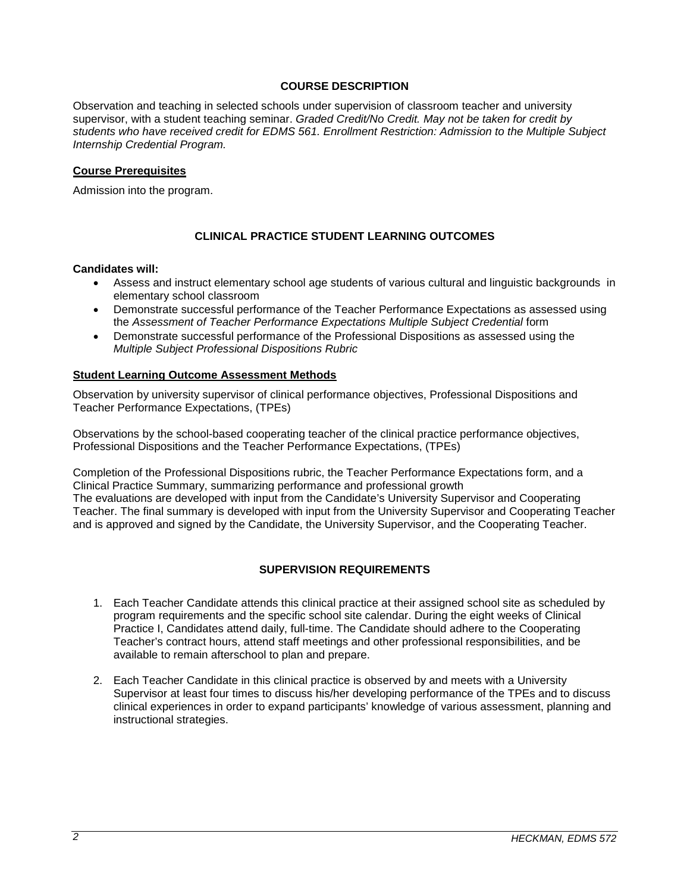## COURSE DESCRIPTION

Observation and teaching in selected schools under supervision of classroom teacher and university supervisor, with a student teaching seminar. *Graded Credit/No Credit. May not be taken for credit by students who have received credit for EDMS 561. Enrollment Restriction: Admission to the Multiple Subject Internship Credential Program.*

### Course Prerequisites

Admission into the program.

## CLINICAL PRACTICE STUDENT LEARNING OUTCOMES

**Candidates will:**

- Assess and instruct elementary school age students of various cultural and linguistic backgrounds in elementary school classroom
- Demonstrate successful performance of the Teacher Performance Expectations as assessed using the *Assessment of Teacher Performance Expectations Multiple Subject Credential* form
- Demonstrate successful performance of the Professional Dispositions as assessed using the *Multiple Subject Professional Dispositions Rubric*

### Student Learning Outcome Assessment Methods

Observation by university supervisor of clinical performance objectives, Professional Dispositions and Teacher Performance Expectations, (TPEs)

Observations by the school-based cooperating teacher of the clinical practice performance objectives, Professional Dispositions and the Teacher Performance Expectations, (TPEs)

Completion of the Professional Dispositions rubric, the Teacher Performance Expectations form, and a Clinical Practice Summary, summarizing performance and professional growth
The evaluations are developed with input from the Candidate's University Supervisor and Cooperating Teacher. The final summary is developed with input from the University Supervisor and Cooperating Teacher and is approved and signed by the Candidate, the University Supervisor, and the Cooperating Teacher.

## SUPERVISION REQUIREMENTS

1. Each Teacher Candidate attends this clinical practice at their assigned school site as scheduled by program requirements and the specific school site calendar. During the eight weeks of Clinical Practice I, Candidates attend daily, full-time. The Candidate should adhere to the Cooperating Teacher's contract hours, attend staff meetings and other professional responsibilities, and be available to remain afterschool to plan and prepare.

2. Each Teacher Candidate in this clinical practice is observed by and meets with a University Supervisor at least four times to discuss his/her developing performance of the TPEs and to discuss clinical experiences in order to expand participants' knowledge of various assessment, planning and instructional strategies.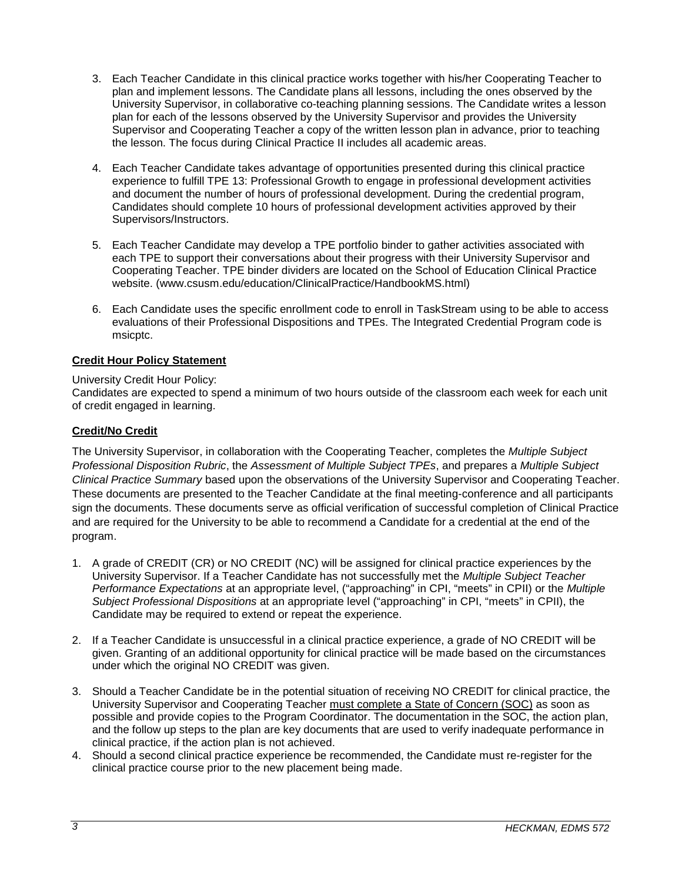3. Each Teacher Candidate in this clinical practice works together with his/her Cooperating Teacher to plan and implement lessons. The Candidate plans all lessons, including the ones observed by the University Supervisor, in collaborative co-teaching planning sessions. The Candidate writes a lesson plan for each of the lessons observed by the University Supervisor and provides the University Supervisor and Cooperating Teacher a copy of the written lesson plan in advance, prior to teaching the lesson. The focus during Clinical Practice II includes all academic areas.

4. Each Teacher Candidate takes advantage of opportunities presented during this clinical practice experience to fulfill TPE 13: Professional Growth to engage in professional development activities and document the number of hours of professional development. During the credential program, Candidates should complete 10 hours of professional development activities approved by their Supervisors/Instructors.

5. Each Teacher Candidate may develop a TPE portfolio binder to gather activities associated with each TPE to support their conversations about their progress with their University Supervisor and Cooperating Teacher. TPE binder dividers are located on the School of Education Clinical Practice website. (www.csusm.edu/education/ClinicalPractice/HandbookMS.html)

6. Each Candidate uses the specific enrollment code to enroll in TaskStream using to be able to access evaluations of their Professional Dispositions and TPEs. The Integrated Credential Program code is msicptc.

**Credit Hour Policy Statement**

University Credit Hour Policy:
Candidates are expected to spend a minimum of two hours outside of the classroom each week for each unit of credit engaged in learning.

**Credit/No Credit**

The University Supervisor, in collaboration with the Cooperating Teacher, completes the *Multiple Subject Professional Disposition Rubric*, the *Assessment of Multiple Subject TPEs*, and prepares a *Multiple Subject Clinical Practice Summary* based upon the observations of the University Supervisor and Cooperating Teacher. These documents are presented to the Teacher Candidate at the final meeting-conference and all participants sign the documents. These documents serve as official verification of successful completion of Clinical Practice and are required for the University to be able to recommend a Candidate for a credential at the end of the program.

1. A grade of CREDIT (CR) or NO CREDIT (NC) will be assigned for clinical practice experiences by the University Supervisor. If a Teacher Candidate has not successfully met the *Multiple Subject Teacher Performance Expectations* at an appropriate level, ("approaching" in CPI, "meets" in CPII) or the *Multiple Subject Professional Dispositions* at an appropriate level ("approaching" in CPI, "meets" in CPII), the Candidate may be required to extend or repeat the experience.

2. If a Teacher Candidate is unsuccessful in a clinical practice experience, a grade of NO CREDIT will be given. Granting of an additional opportunity for clinical practice will be made based on the circumstances under which the original NO CREDIT was given.

3. Should a Teacher Candidate be in the potential situation of receiving NO CREDIT for clinical practice, the University Supervisor and Cooperating Teacher must complete a State of Concern (SOC) as soon as possible and provide copies to the Program Coordinator. The documentation in the SOC, the action plan, and the follow up steps to the plan are key documents that are used to verify inadequate performance in clinical practice, if the action plan is not achieved.
4. Should a second clinical practice experience be recommended, the Candidate must re-register for the clinical practice course prior to the new placement being made.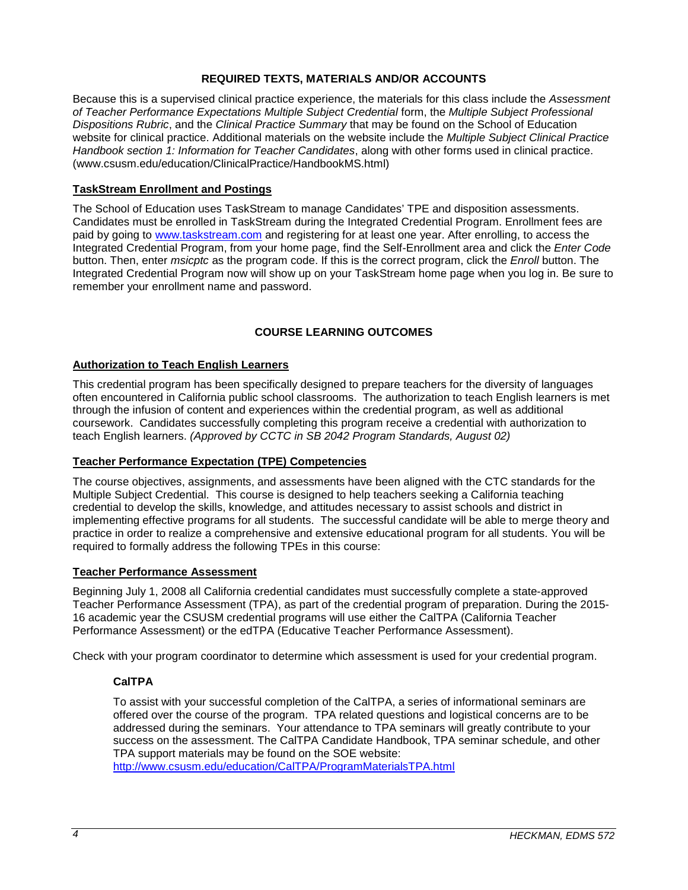## REQUIRED TEXTS, MATERIALS AND/OR ACCOUNTS

Because this is a supervised clinical practice experience, the materials for this class include the *Assessment of Teacher Performance Expectations Multiple Subject Credential* form, the *Multiple Subject Professional Dispositions Rubric*, and the *Clinical Practice Summary* that may be found on the School of Education website for clinical practice. Additional materials on the website include the *Multiple Subject Clinical Practice Handbook section 1: Information for Teacher Candidates*, along with other forms used in clinical practice. (www.csusm.edu/education/ClinicalPractice/HandbookMS.html)

### TaskStream Enrollment and Postings

The School of Education uses TaskStream to manage Candidates' TPE and disposition assessments. Candidates must be enrolled in TaskStream during the Integrated Credential Program. Enrollment fees are paid by going to [www.taskstream.com](http://www.taskstream.com) and registering for at least one year. After enrolling, to access the Integrated Credential Program, from your home page, find the Self-Enrollment area and click the *Enter Code* button. Then, enter *msicptc* as the program code. If this is the correct program, click the *Enroll* button. The Integrated Credential Program now will show up on your TaskStream home page when you log in. Be sure to remember your enrollment name and password.

## COURSE LEARNING OUTCOMES

### Authorization to Teach English Learners

This credential program has been specifically designed to prepare teachers for the diversity of languages often encountered in California public school classrooms. The authorization to teach English learners is met through the infusion of content and experiences within the credential program, as well as additional coursework. Candidates successfully completing this program receive a credential with authorization to teach English learners. *(Approved by CCTC in SB 2042 Program Standards, August 02)*

### Teacher Performance Expectation (TPE) Competencies

The course objectives, assignments, and assessments have been aligned with the CTC standards for the Multiple Subject Credential. This course is designed to help teachers seeking a California teaching credential to develop the skills, knowledge, and attitudes necessary to assist schools and district in implementing effective programs for all students. The successful candidate will be able to merge theory and practice in order to realize a comprehensive and extensive educational program for all students. You will be required to formally address the following TPEs in this course:

### Teacher Performance Assessment

Beginning July 1, 2008 all California credential candidates must successfully complete a state-approved Teacher Performance Assessment (TPA), as part of the credential program of preparation. During the 2015-16 academic year the CSUSM credential programs will use either the CalTPA (California Teacher Performance Assessment) or the edTPA (Educative Teacher Performance Assessment).

Check with your program coordinator to determine which assessment is used for your credential program.

#### CalTPA

To assist with your successful completion of the CalTPA, a series of informational seminars are offered over the course of the program. TPA related questions and logistical concerns are to be addressed during the seminars. Your attendance to TPA seminars will greatly contribute to your success on the assessment. The CalTPA Candidate Handbook, TPA seminar schedule, and other TPA support materials may be found on the SOE website:
[http://www.csusm.edu/education/CalTPA/ProgramMaterialsTPA.html](http://www.csusm.edu/education/CalTPA/ProgramMaterialsTPA.html)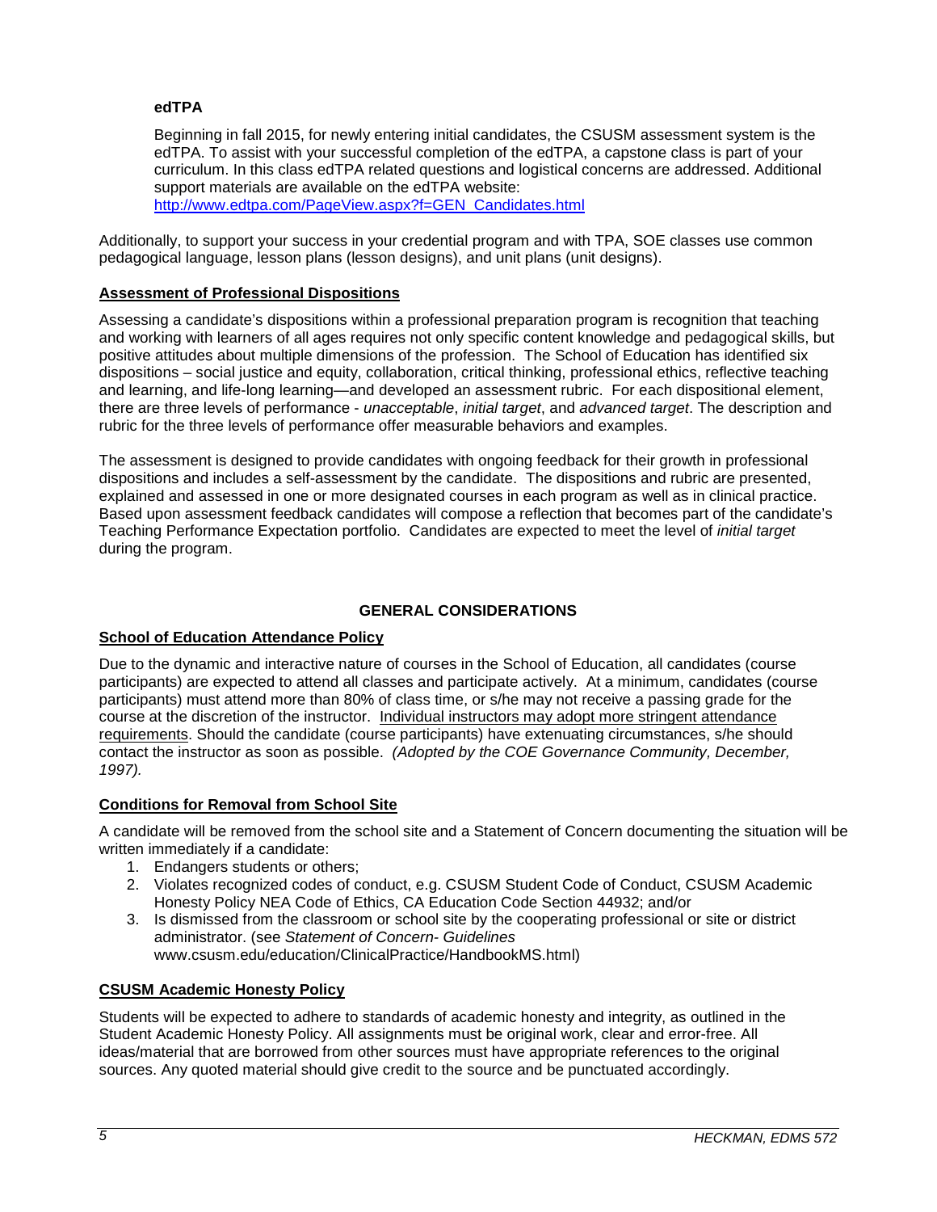### edTPA

Beginning in fall 2015, for newly entering initial candidates, the CSUSM assessment system is the edTPA. To assist with your successful completion of the edTPA, a capstone class is part of your curriculum. In this class edTPA related questions and logistical concerns are addressed. Additional support materials are available on the edTPA website: [http://www.edtpa.com/PageView.aspx?f=GEN_Candidates.html](http://www.edtpa.com/PageView.aspx?f=GEN_Candidates.html)

Additionally, to support your success in your credential program and with TPA, SOE classes use common pedagogical language, lesson plans (lesson designs), and unit plans (unit designs).

### Assessment of Professional Dispositions

Assessing a candidate's dispositions within a professional preparation program is recognition that teaching and working with learners of all ages requires not only specific content knowledge and pedagogical skills, but positive attitudes about multiple dimensions of the profession. The School of Education has identified six dispositions – social justice and equity, collaboration, critical thinking, professional ethics, reflective teaching and learning, and life-long learning—and developed an assessment rubric. For each dispositional element, there are three levels of performance - *unacceptable*, *initial target*, and *advanced target*. The description and rubric for the three levels of performance offer measurable behaviors and examples.

The assessment is designed to provide candidates with ongoing feedback for their growth in professional dispositions and includes a self-assessment by the candidate. The dispositions and rubric are presented, explained and assessed in one or more designated courses in each program as well as in clinical practice. Based upon assessment feedback candidates will compose a reflection that becomes part of the candidate's Teaching Performance Expectation portfolio. Candidates are expected to meet the level of *initial target* during the program.

## GENERAL CONSIDERATIONS

### School of Education Attendance Policy

Due to the dynamic and interactive nature of courses in the School of Education, all candidates (course participants) are expected to attend all classes and participate actively. At a minimum, candidates (course participants) must attend more than 80% of class time, or s/he may not receive a passing grade for the course at the discretion of the instructor. Individual instructors may adopt more stringent attendance requirements. Should the candidate (course participants) have extenuating circumstances, s/he should contact the instructor as soon as possible. *(Adopted by the COE Governance Community, December, 1997).*

### Conditions for Removal from School Site

A candidate will be removed from the school site and a Statement of Concern documenting the situation will be written immediately if a candidate:

1. Endangers students or others;
2. Violates recognized codes of conduct, e.g. CSUSM Student Code of Conduct, CSUSM Academic Honesty Policy NEA Code of Ethics, CA Education Code Section 44932; and/or
3. Is dismissed from the classroom or school site by the cooperating professional or site or district administrator. (see *Statement of Concern- Guidelines* www.csusm.edu/education/ClinicalPractice/HandbookMS.html)

### CSUSM Academic Honesty Policy

Students will be expected to adhere to standards of academic honesty and integrity, as outlined in the Student Academic Honesty Policy. All assignments must be original work, clear and error-free. All ideas/material that are borrowed from other sources must have appropriate references to the original sources. Any quoted material should give credit to the source and be punctuated accordingly.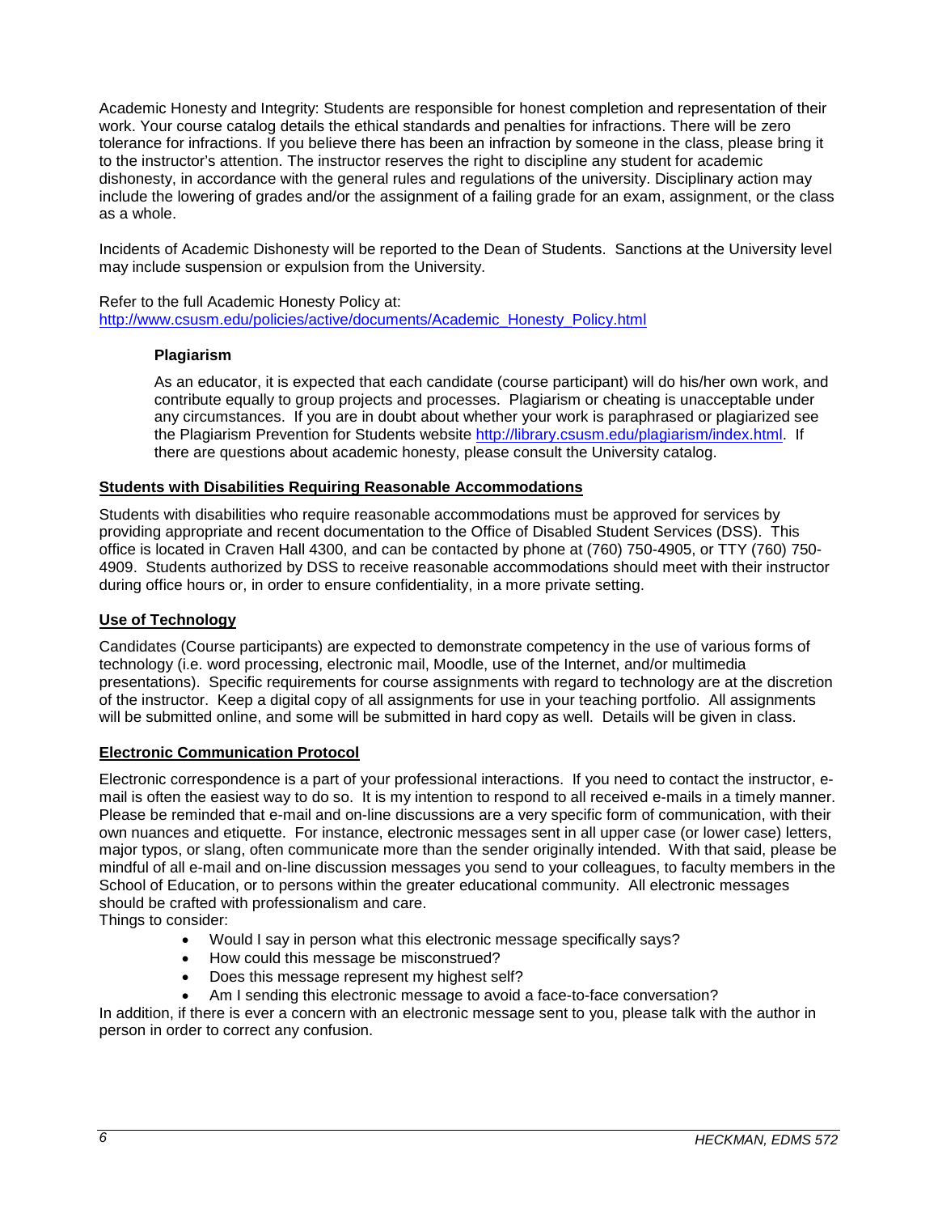Academic Honesty and Integrity: Students are responsible for honest completion and representation of their work. Your course catalog details the ethical standards and penalties for infractions. There will be zero tolerance for infractions. If you believe there has been an infraction by someone in the class, please bring it to the instructor's attention. The instructor reserves the right to discipline any student for academic dishonesty, in accordance with the general rules and regulations of the university. Disciplinary action may include the lowering of grades and/or the assignment of a failing grade for an exam, assignment, or the class as a whole.

Incidents of Academic Dishonesty will be reported to the Dean of Students. Sanctions at the University level may include suspension or expulsion from the University.

Refer to the full Academic Honesty Policy at:
http://www.csusm.edu/policies/active/documents/Academic_Honesty_Policy.html

### Plagiarism

As an educator, it is expected that each candidate (course participant) will do his/her own work, and contribute equally to group projects and processes. Plagiarism or cheating is unacceptable under any circumstances. If you are in doubt about whether your work is paraphrased or plagiarized see the Plagiarism Prevention for Students website http://library.csusm.edu/plagiarism/index.html. If there are questions about academic honesty, please consult the University catalog.

## Students with Disabilities Requiring Reasonable Accommodations

Students with disabilities who require reasonable accommodations must be approved for services by providing appropriate and recent documentation to the Office of Disabled Student Services (DSS). This office is located in Craven Hall 4300, and can be contacted by phone at (760) 750-4905, or TTY (760) 750-4909. Students authorized by DSS to receive reasonable accommodations should meet with their instructor during office hours or, in order to ensure confidentiality, in a more private setting.

## Use of Technology

Candidates (Course participants) are expected to demonstrate competency in the use of various forms of technology (i.e. word processing, electronic mail, Moodle, use of the Internet, and/or multimedia presentations). Specific requirements for course assignments with regard to technology are at the discretion of the instructor. Keep a digital copy of all assignments for use in your teaching portfolio. All assignments will be submitted online, and some will be submitted in hard copy as well. Details will be given in class.

## Electronic Communication Protocol

Electronic correspondence is a part of your professional interactions. If you need to contact the instructor, e-mail is often the easiest way to do so. It is my intention to respond to all received e-mails in a timely manner. Please be reminded that e-mail and on-line discussions are a very specific form of communication, with their own nuances and etiquette. For instance, electronic messages sent in all upper case (or lower case) letters, major typos, or slang, often communicate more than the sender originally intended. With that said, please be mindful of all e-mail and on-line discussion messages you send to your colleagues, to faculty members in the School of Education, or to persons within the greater educational community. All electronic messages should be crafted with professionalism and care.

Things to consider:

- Would I say in person what this electronic message specifically says?
- How could this message be misconstrued?
- Does this message represent my highest self?
- Am I sending this electronic message to avoid a face-to-face conversation?

In addition, if there is ever a concern with an electronic message sent to you, please talk with the author in person in order to correct any confusion.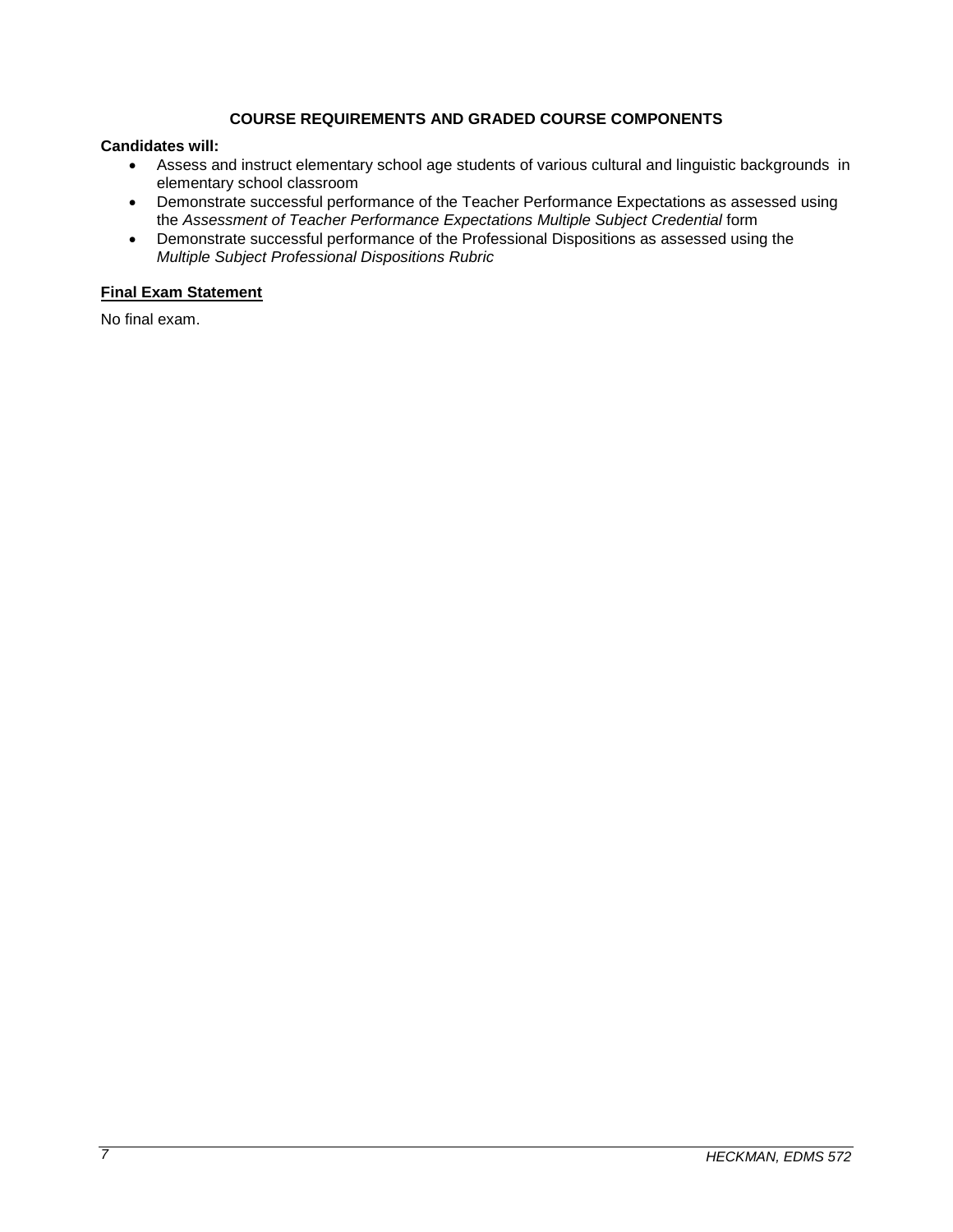## COURSE REQUIREMENTS AND GRADED COURSE COMPONENTS

**Candidates will:**

- Assess and instruct elementary school age students of various cultural and linguistic backgrounds in elementary school classroom
- Demonstrate successful performance of the Teacher Performance Expectations as assessed using the *Assessment of Teacher Performance Expectations Multiple Subject Credential* form
- Demonstrate successful performance of the Professional Dispositions as assessed using the *Multiple Subject Professional Dispositions Rubric*

### Final Exam Statement

No final exam.